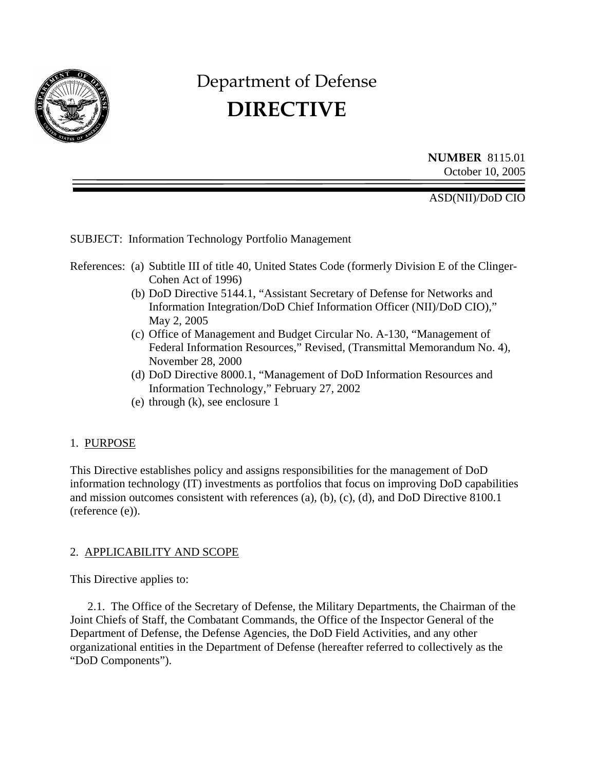# Department of Defense
# DIRECTIVE

**NUMBER** 8115.01
October 10, 2005

ASD(NII)/DoD CIO

SUBJECT: Information Technology Portfolio Management

References:
(a) Subtitle III of title 40, United States Code (formerly Division E of the Clinger-Cohen Act of 1996)
(b) DoD Directive 5144.1, "Assistant Secretary of Defense for Networks and Information Integration/DoD Chief Information Officer (NII)/DoD CIO)," May 2, 2005
(c) Office of Management and Budget Circular No. A-130, "Management of Federal Information Resources," Revised, (Transmittal Memorandum No. 4), November 28, 2000
(d) DoD Directive 8000.1, "Management of DoD Information Resources and Information Technology," February 27, 2002
(e) through (k), see enclosure 1

## 1. PURPOSE

This Directive establishes policy and assigns responsibilities for the management of DoD information technology (IT) investments as portfolios that focus on improving DoD capabilities and mission outcomes consistent with references (a), (b), (c), (d), and DoD Directive 8100.1 (reference (e)).

## 2. APPLICABILITY AND SCOPE

This Directive applies to:

2.1. The Office of the Secretary of Defense, the Military Departments, the Chairman of the Joint Chiefs of Staff, the Combatant Commands, the Office of the Inspector General of the Department of Defense, the Defense Agencies, the DoD Field Activities, and any other organizational entities in the Department of Defense (hereafter referred to collectively as the "DoD Components").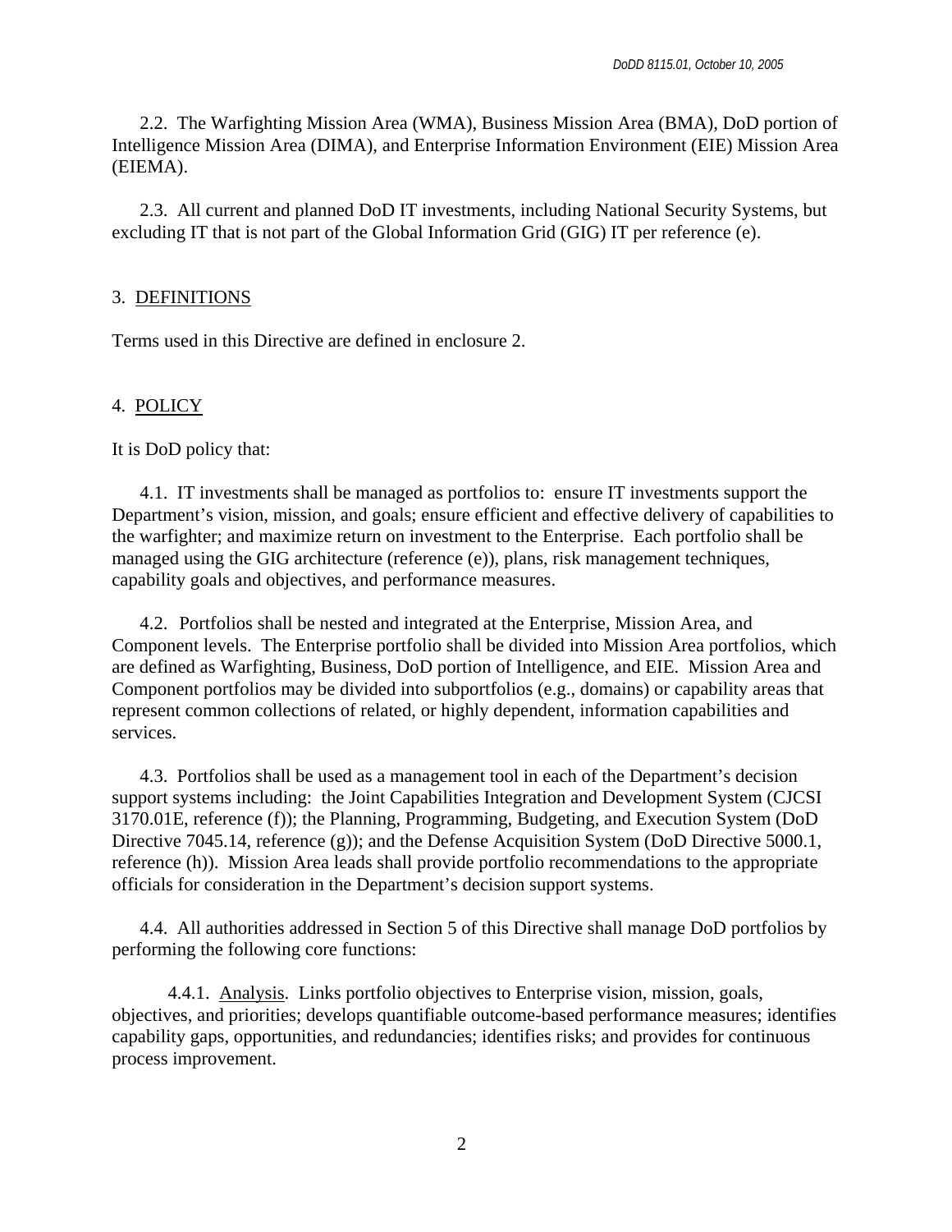2.2. The Warfighting Mission Area (WMA), Business Mission Area (BMA), DoD portion of Intelligence Mission Area (DIMA), and Enterprise Information Environment (EIE) Mission Area (EIEMA).

2.3. All current and planned DoD IT investments, including National Security Systems, but excluding IT that is not part of the Global Information Grid (GIG) IT per reference (e).

## 3. DEFINITIONS

Terms used in this Directive are defined in enclosure 2.

## 4. POLICY

It is DoD policy that:

4.1. IT investments shall be managed as portfolios to: ensure IT investments support the Department's vision, mission, and goals; ensure efficient and effective delivery of capabilities to the warfighter; and maximize return on investment to the Enterprise. Each portfolio shall be managed using the GIG architecture (reference (e)), plans, risk management techniques, capability goals and objectives, and performance measures.

4.2. Portfolios shall be nested and integrated at the Enterprise, Mission Area, and Component levels. The Enterprise portfolio shall be divided into Mission Area portfolios, which are defined as Warfighting, Business, DoD portion of Intelligence, and EIE. Mission Area and Component portfolios may be divided into subportfolios (e.g., domains) or capability areas that represent common collections of related, or highly dependent, information capabilities and services.

4.3. Portfolios shall be used as a management tool in each of the Department's decision support systems including: the Joint Capabilities Integration and Development System (CJCSI 3170.01E, reference (f)); the Planning, Programming, Budgeting, and Execution System (DoD Directive 7045.14, reference (g)); and the Defense Acquisition System (DoD Directive 5000.1, reference (h)). Mission Area leads shall provide portfolio recommendations to the appropriate officials for consideration in the Department's decision support systems.

4.4. All authorities addressed in Section 5 of this Directive shall manage DoD portfolios by performing the following core functions:

4.4.1. Analysis. Links portfolio objectives to Enterprise vision, mission, goals, objectives, and priorities; develops quantifiable outcome-based performance measures; identifies capability gaps, opportunities, and redundancies; identifies risks; and provides for continuous process improvement.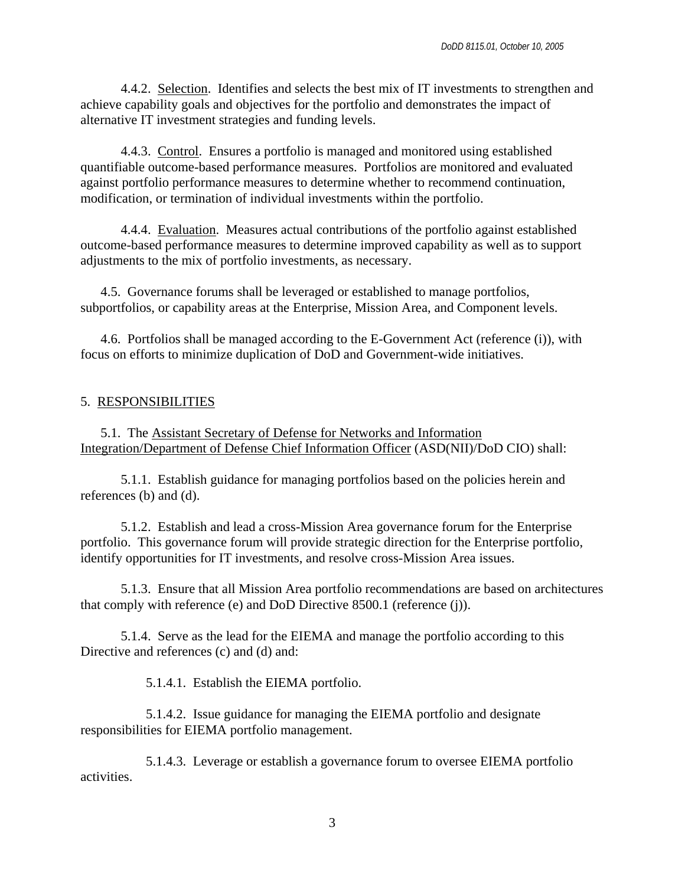4.4.2. Selection. Identifies and selects the best mix of IT investments to strengthen and achieve capability goals and objectives for the portfolio and demonstrates the impact of alternative IT investment strategies and funding levels.

4.4.3. Control. Ensures a portfolio is managed and monitored using established quantifiable outcome-based performance measures. Portfolios are monitored and evaluated against portfolio performance measures to determine whether to recommend continuation, modification, or termination of individual investments within the portfolio.

4.4.4. Evaluation. Measures actual contributions of the portfolio against established outcome-based performance measures to determine improved capability as well as to support adjustments to the mix of portfolio investments, as necessary.

4.5. Governance forums shall be leveraged or established to manage portfolios, subportfolios, or capability areas at the Enterprise, Mission Area, and Component levels.

4.6. Portfolios shall be managed according to the E-Government Act (reference (i)), with focus on efforts to minimize duplication of DoD and Government-wide initiatives.

## 5. RESPONSIBILITIES

5.1. The Assistant Secretary of Defense for Networks and Information Integration/Department of Defense Chief Information Officer (ASD(NII)/DoD CIO) shall:

5.1.1. Establish guidance for managing portfolios based on the policies herein and references (b) and (d).

5.1.2. Establish and lead a cross-Mission Area governance forum for the Enterprise portfolio. This governance forum will provide strategic direction for the Enterprise portfolio, identify opportunities for IT investments, and resolve cross-Mission Area issues.

5.1.3. Ensure that all Mission Area portfolio recommendations are based on architectures that comply with reference (e) and DoD Directive 8500.1 (reference (j)).

5.1.4. Serve as the lead for the EIEMA and manage the portfolio according to this Directive and references (c) and (d) and:

5.1.4.1. Establish the EIEMA portfolio.

5.1.4.2. Issue guidance for managing the EIEMA portfolio and designate responsibilities for EIEMA portfolio management.

5.1.4.3. Leverage or establish a governance forum to oversee EIEMA portfolio activities.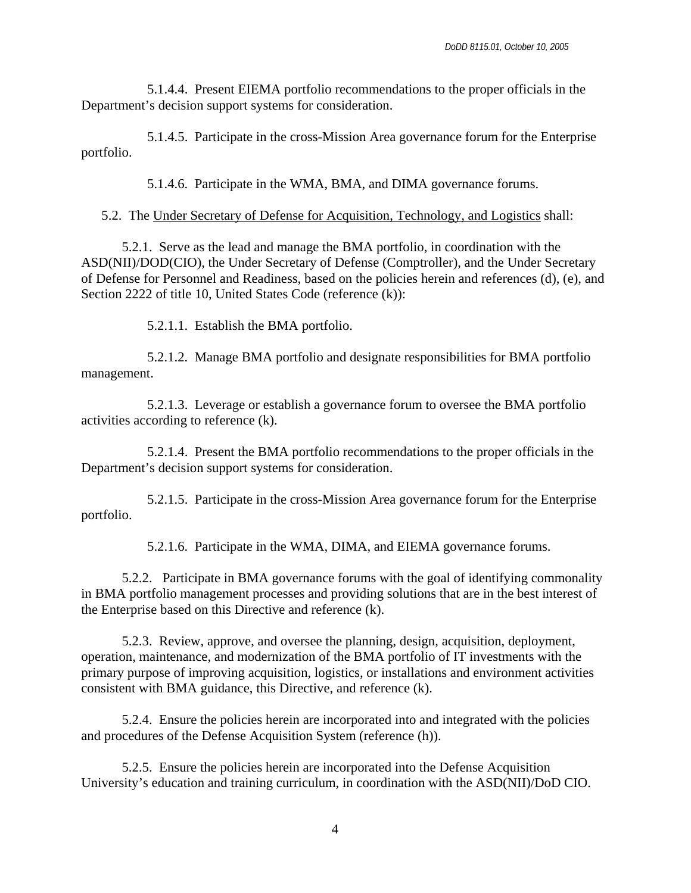5.1.4.4. Present EIEMA portfolio recommendations to the proper officials in the Department's decision support systems for consideration.

5.1.4.5. Participate in the cross-Mission Area governance forum for the Enterprise portfolio.

5.1.4.6. Participate in the WMA, BMA, and DIMA governance forums.

5.2. The Under Secretary of Defense for Acquisition, Technology, and Logistics shall:

5.2.1. Serve as the lead and manage the BMA portfolio, in coordination with the ASD(NII)/DOD(CIO), the Under Secretary of Defense (Comptroller), and the Under Secretary of Defense for Personnel and Readiness, based on the policies herein and references (d), (e), and Section 2222 of title 10, United States Code (reference (k)):

5.2.1.1. Establish the BMA portfolio.

5.2.1.2. Manage BMA portfolio and designate responsibilities for BMA portfolio management.

5.2.1.3. Leverage or establish a governance forum to oversee the BMA portfolio activities according to reference (k).

5.2.1.4. Present the BMA portfolio recommendations to the proper officials in the Department's decision support systems for consideration.

5.2.1.5. Participate in the cross-Mission Area governance forum for the Enterprise portfolio.

5.2.1.6. Participate in the WMA, DIMA, and EIEMA governance forums.

5.2.2. Participate in BMA governance forums with the goal of identifying commonality in BMA portfolio management processes and providing solutions that are in the best interest of the Enterprise based on this Directive and reference (k).

5.2.3. Review, approve, and oversee the planning, design, acquisition, deployment, operation, maintenance, and modernization of the BMA portfolio of IT investments with the primary purpose of improving acquisition, logistics, or installations and environment activities consistent with BMA guidance, this Directive, and reference (k).

5.2.4. Ensure the policies herein are incorporated into and integrated with the policies and procedures of the Defense Acquisition System (reference (h)).

5.2.5. Ensure the policies herein are incorporated into the Defense Acquisition University's education and training curriculum, in coordination with the ASD(NII)/DoD CIO.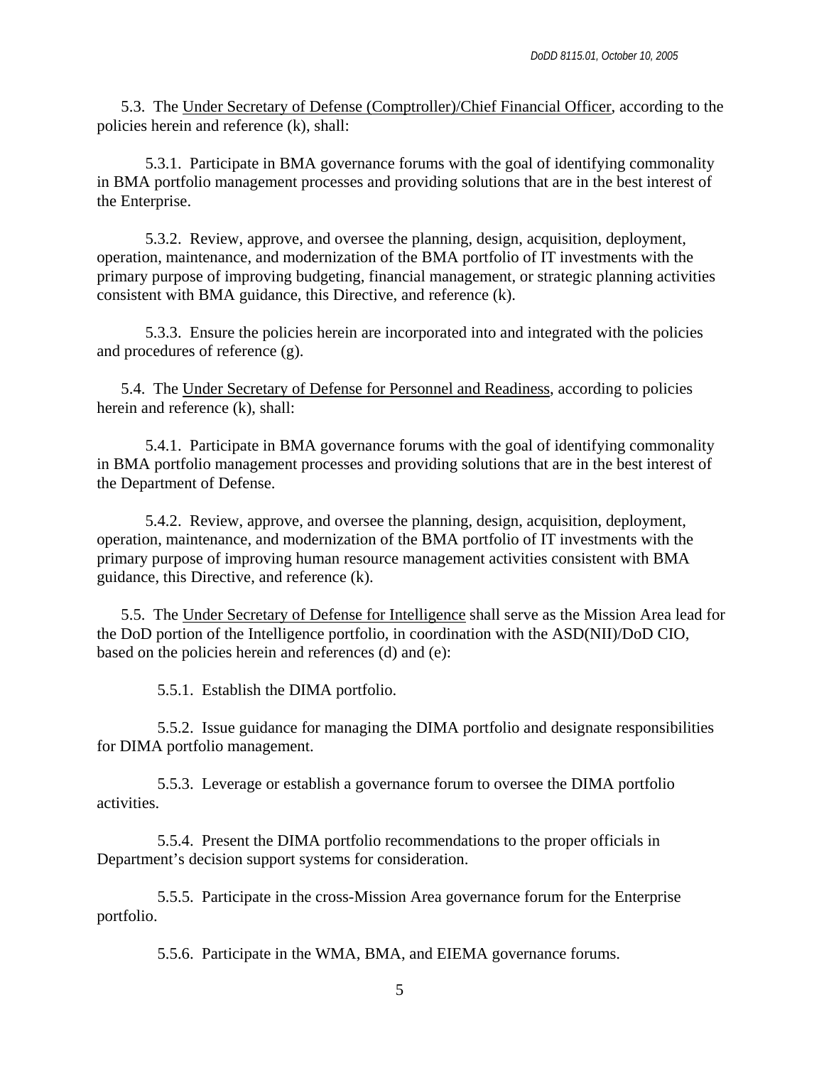5.3. The <u>Under Secretary of Defense (Comptroller)/Chief Financial Officer</u>, according to the policies herein and reference (k), shall:

5.3.1. Participate in BMA governance forums with the goal of identifying commonality in BMA portfolio management processes and providing solutions that are in the best interest of the Enterprise.

5.3.2. Review, approve, and oversee the planning, design, acquisition, deployment, operation, maintenance, and modernization of the BMA portfolio of IT investments with the primary purpose of improving budgeting, financial management, or strategic planning activities consistent with BMA guidance, this Directive, and reference (k).

5.3.3. Ensure the policies herein are incorporated into and integrated with the policies and procedures of reference (g).

5.4. The <u>Under Secretary of Defense for Personnel and Readiness</u>, according to policies herein and reference (k), shall:

5.4.1. Participate in BMA governance forums with the goal of identifying commonality in BMA portfolio management processes and providing solutions that are in the best interest of the Department of Defense.

5.4.2. Review, approve, and oversee the planning, design, acquisition, deployment, operation, maintenance, and modernization of the BMA portfolio of IT investments with the primary purpose of improving human resource management activities consistent with BMA guidance, this Directive, and reference (k).

5.5. The <u>Under Secretary of Defense for Intelligence</u> shall serve as the Mission Area lead for the DoD portion of the Intelligence portfolio, in coordination with the ASD(NII)/DoD CIO, based on the policies herein and references (d) and (e):

5.5.1. Establish the DIMA portfolio.

5.5.2. Issue guidance for managing the DIMA portfolio and designate responsibilities for DIMA portfolio management.

5.5.3. Leverage or establish a governance forum to oversee the DIMA portfolio activities.

5.5.4. Present the DIMA portfolio recommendations to the proper officials in Department's decision support systems for consideration.

5.5.5. Participate in the cross-Mission Area governance forum for the Enterprise portfolio.

5.5.6. Participate in the WMA, BMA, and EIEMA governance forums.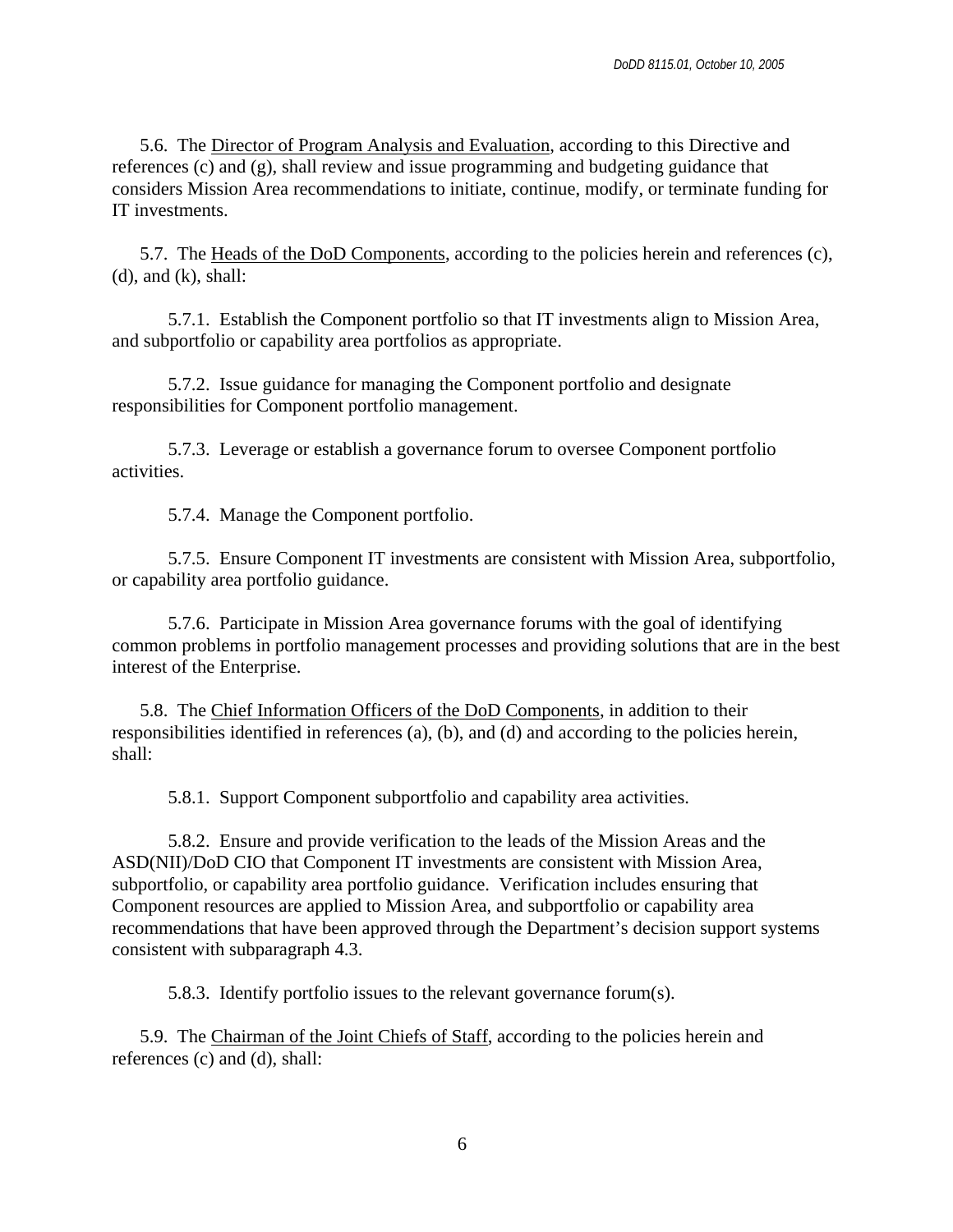5.6. The Director of Program Analysis and Evaluation, according to this Directive and references (c) and (g), shall review and issue programming and budgeting guidance that considers Mission Area recommendations to initiate, continue, modify, or terminate funding for IT investments.

5.7. The Heads of the DoD Components, according to the policies herein and references (c), (d), and (k), shall:

5.7.1. Establish the Component portfolio so that IT investments align to Mission Area, and subportfolio or capability area portfolios as appropriate.

5.7.2. Issue guidance for managing the Component portfolio and designate responsibilities for Component portfolio management.

5.7.3. Leverage or establish a governance forum to oversee Component portfolio activities.

5.7.4. Manage the Component portfolio.

5.7.5. Ensure Component IT investments are consistent with Mission Area, subportfolio, or capability area portfolio guidance.

5.7.6. Participate in Mission Area governance forums with the goal of identifying common problems in portfolio management processes and providing solutions that are in the best interest of the Enterprise.

5.8. The Chief Information Officers of the DoD Components, in addition to their responsibilities identified in references (a), (b), and (d) and according to the policies herein, shall:

5.8.1. Support Component subportfolio and capability area activities.

5.8.2. Ensure and provide verification to the leads of the Mission Areas and the ASD(NII)/DoD CIO that Component IT investments are consistent with Mission Area, subportfolio, or capability area portfolio guidance. Verification includes ensuring that Component resources are applied to Mission Area, and subportfolio or capability area recommendations that have been approved through the Department's decision support systems consistent with subparagraph 4.3.

5.8.3. Identify portfolio issues to the relevant governance forum(s).

5.9. The Chairman of the Joint Chiefs of Staff, according to the policies herein and references (c) and (d), shall: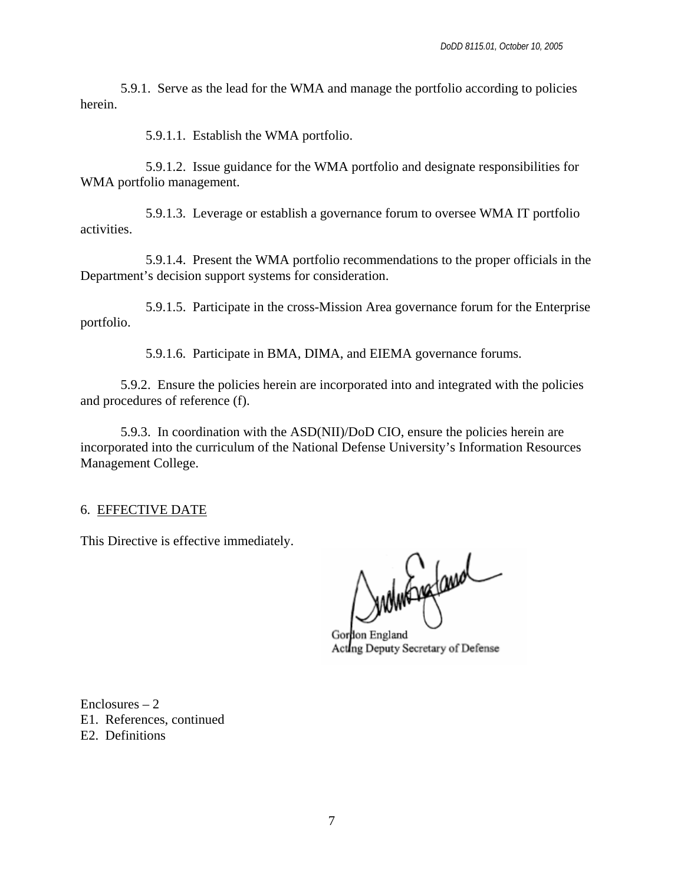5.9.1. Serve as the lead for the WMA and manage the portfolio according to policies herein.

5.9.1.1. Establish the WMA portfolio.

5.9.1.2. Issue guidance for the WMA portfolio and designate responsibilities for WMA portfolio management.

5.9.1.3. Leverage or establish a governance forum to oversee WMA IT portfolio activities.

5.9.1.4. Present the WMA portfolio recommendations to the proper officials in the Department's decision support systems for consideration.

5.9.1.5. Participate in the cross-Mission Area governance forum for the Enterprise portfolio.

5.9.1.6. Participate in BMA, DIMA, and EIEMA governance forums.

5.9.2. Ensure the policies herein are incorporated into and integrated with the policies and procedures of reference (f).

5.9.3. In coordination with the ASD(NII)/DoD CIO, ensure the policies herein are incorporated into the curriculum of the National Defense University's Information Resources Management College.

## 6. EFFECTIVE DATE

This Directive is effective immediately.

Gordon England
Acting Deputy Secretary of Defense

Enclosures – 2
E1. References, continued
E2. Definitions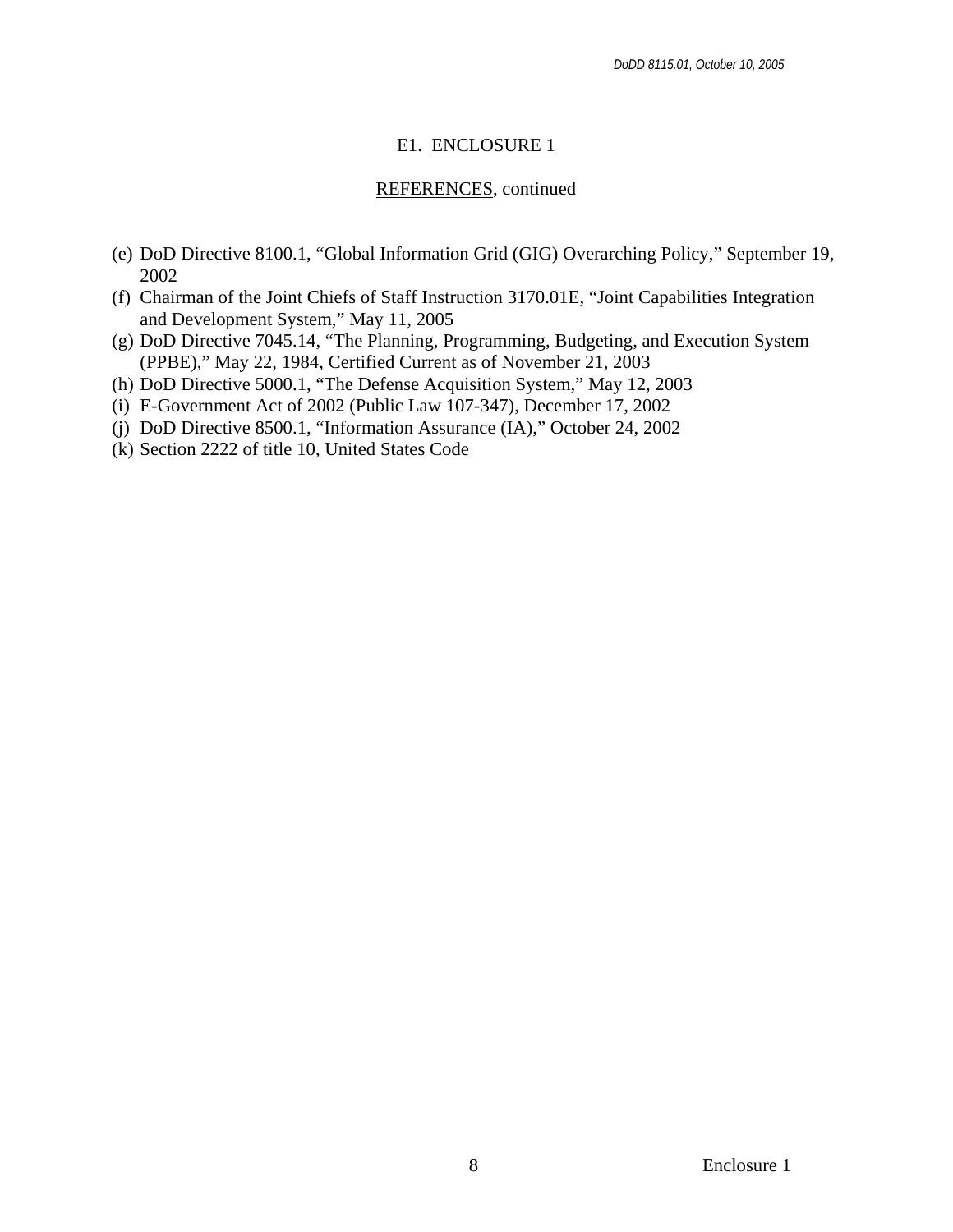## E1. ENCLOSURE 1

### REFERENCES, continued

(e) DoD Directive 8100.1, "Global Information Grid (GIG) Overarching Policy," September 19, 2002
(f) Chairman of the Joint Chiefs of Staff Instruction 3170.01E, "Joint Capabilities Integration and Development System," May 11, 2005
(g) DoD Directive 7045.14, "The Planning, Programming, Budgeting, and Execution System (PPBE)," May 22, 1984, Certified Current as of November 21, 2003
(h) DoD Directive 5000.1, "The Defense Acquisition System," May 12, 2003
(i) E-Government Act of 2002 (Public Law 107-347), December 17, 2002
(j) DoD Directive 8500.1, "Information Assurance (IA)," October 24, 2002
(k) Section 2222 of title 10, United States Code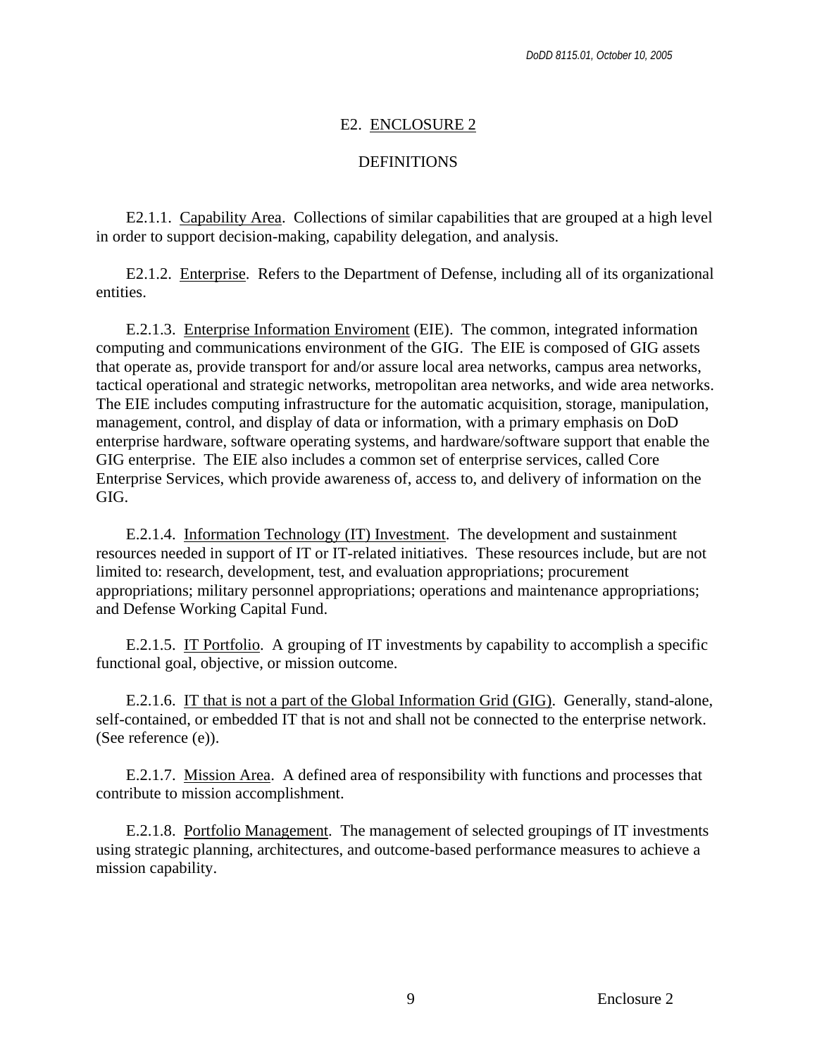# E2. ENCLOSURE 2

## DEFINITIONS

E2.1.1. Capability Area. Collections of similar capabilities that are grouped at a high level in order to support decision-making, capability delegation, and analysis.

E2.1.2. Enterprise. Refers to the Department of Defense, including all of its organizational entities.

E.2.1.3. Enterprise Information Enviroment (EIE). The common, integrated information computing and communications environment of the GIG. The EIE is composed of GIG assets that operate as, provide transport for and/or assure local area networks, campus area networks, tactical operational and strategic networks, metropolitan area networks, and wide area networks. The EIE includes computing infrastructure for the automatic acquisition, storage, manipulation, management, control, and display of data or information, with a primary emphasis on DoD enterprise hardware, software operating systems, and hardware/software support that enable the GIG enterprise. The EIE also includes a common set of enterprise services, called Core Enterprise Services, which provide awareness of, access to, and delivery of information on the GIG.

E.2.1.4. Information Technology (IT) Investment. The development and sustainment resources needed in support of IT or IT-related initiatives. These resources include, but are not limited to: research, development, test, and evaluation appropriations; procurement appropriations; military personnel appropriations; operations and maintenance appropriations; and Defense Working Capital Fund.

E.2.1.5. IT Portfolio. A grouping of IT investments by capability to accomplish a specific functional goal, objective, or mission outcome.

E.2.1.6. IT that is not a part of the Global Information Grid (GIG). Generally, stand-alone, self-contained, or embedded IT that is not and shall not be connected to the enterprise network. (See reference (e)).

E.2.1.7. Mission Area. A defined area of responsibility with functions and processes that contribute to mission accomplishment.

E.2.1.8. Portfolio Management. The management of selected groupings of IT investments using strategic planning, architectures, and outcome-based performance measures to achieve a mission capability.